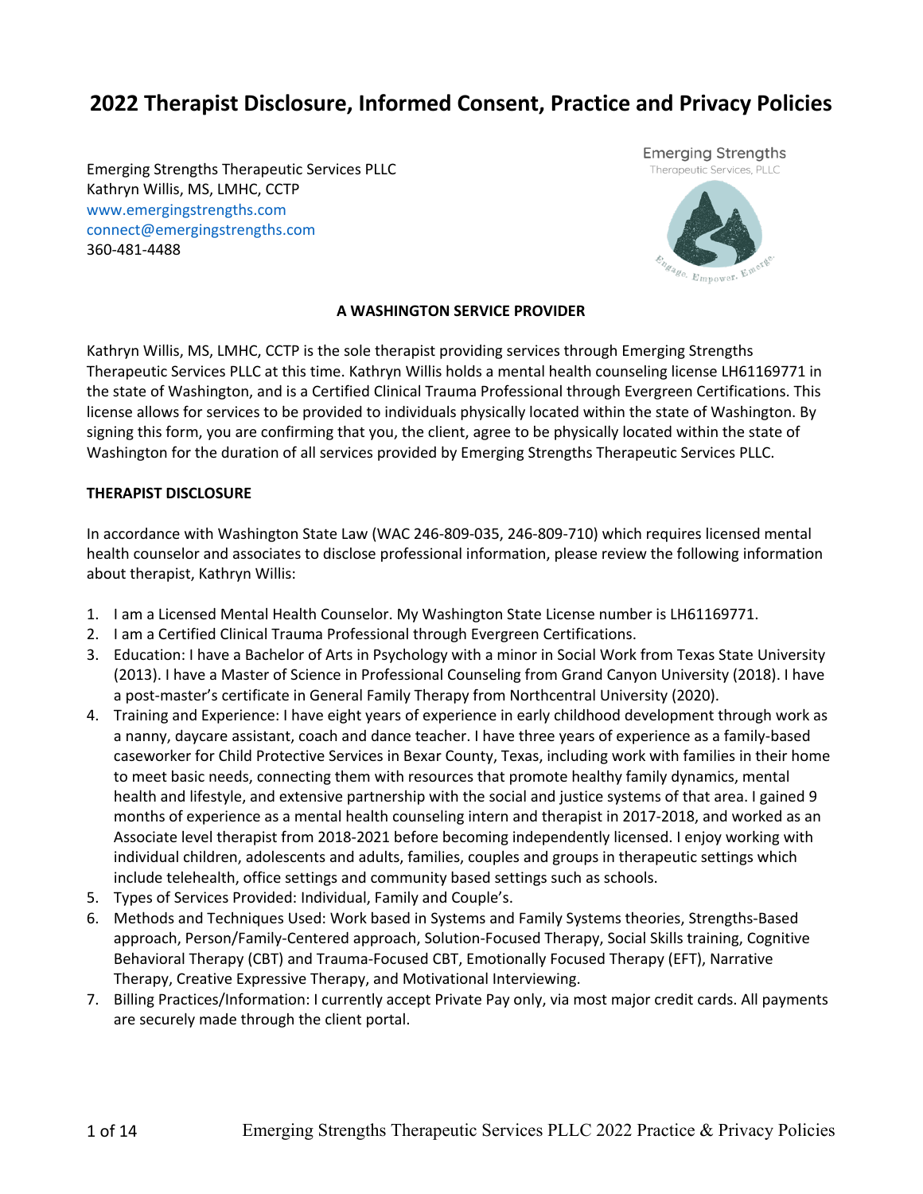# 2022 Therapist Disclosure, Informed Consent, Practice and Privacy Policies

Emerging Strengths Therapeutic Services PLLC
Kathryn Willis, MS, LMHC, CCTP
www.emergingstrengths.com
connect@emergingstrengths.com
360-481-4488

Emerging Strengths
Therapeutic Services, PLLC
Engage. Empower. Emerge.

**A WASHINGTON SERVICE PROVIDER**

Kathryn Willis, MS, LMHC, CCTP is the sole therapist providing services through Emerging Strengths Therapeutic Services PLLC at this time. Kathryn Willis holds a mental health counseling license LH61169771 in the state of Washington, and is a Certified Clinical Trauma Professional through Evergreen Certifications. This license allows for services to be provided to individuals physically located within the state of Washington. By signing this form, you are confirming that you, the client, agree to be physically located within the state of Washington for the duration of all services provided by Emerging Strengths Therapeutic Services PLLC.

**THERAPIST DISCLOSURE**

In accordance with Washington State Law (WAC 246-809-035, 246-809-710) which requires licensed mental health counselor and associates to disclose professional information, please review the following information about therapist, Kathryn Willis:

1. I am a Licensed Mental Health Counselor. My Washington State License number is LH61169771.
2. I am a Certified Clinical Trauma Professional through Evergreen Certifications.
3. Education: I have a Bachelor of Arts in Psychology with a minor in Social Work from Texas State University (2013). I have a Master of Science in Professional Counseling from Grand Canyon University (2018). I have a post-master's certificate in General Family Therapy from Northcentral University (2020).
4. Training and Experience: I have eight years of experience in early childhood development through work as a nanny, daycare assistant, coach and dance teacher. I have three years of experience as a family-based caseworker for Child Protective Services in Bexar County, Texas, including work with families in their home to meet basic needs, connecting them with resources that promote healthy family dynamics, mental health and lifestyle, and extensive partnership with the social and justice systems of that area. I gained 9 months of experience as a mental health counseling intern and therapist in 2017-2018, and worked as an Associate level therapist from 2018-2021 before becoming independently licensed. I enjoy working with individual children, adolescents and adults, families, couples and groups in therapeutic settings which include telehealth, office settings and community based settings such as schools.
5. Types of Services Provided: Individual, Family and Couple's.
6. Methods and Techniques Used: Work based in Systems and Family Systems theories, Strengths-Based approach, Person/Family-Centered approach, Solution-Focused Therapy, Social Skills training, Cognitive Behavioral Therapy (CBT) and Trauma-Focused CBT, Emotionally Focused Therapy (EFT), Narrative Therapy, Creative Expressive Therapy, and Motivational Interviewing.
7. Billing Practices/Information: I currently accept Private Pay only, via most major credit cards. All payments are securely made through the client portal.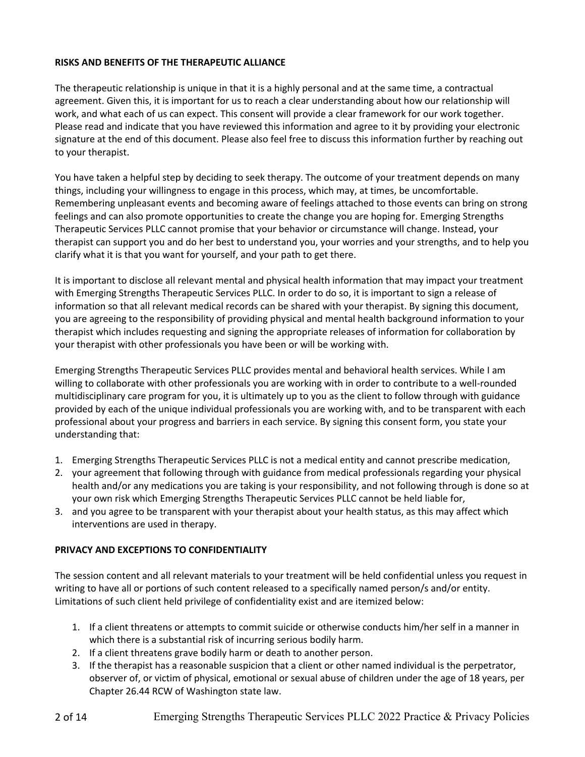**RISKS AND BENEFITS OF THE THERAPEUTIC ALLIANCE**

The therapeutic relationship is unique in that it is a highly personal and at the same time, a contractual agreement. Given this, it is important for us to reach a clear understanding about how our relationship will work, and what each of us can expect. This consent will provide a clear framework for our work together. Please read and indicate that you have reviewed this information and agree to it by providing your electronic signature at the end of this document. Please also feel free to discuss this information further by reaching out to your therapist.

You have taken a helpful step by deciding to seek therapy. The outcome of your treatment depends on many things, including your willingness to engage in this process, which may, at times, be uncomfortable. Remembering unpleasant events and becoming aware of feelings attached to those events can bring on strong feelings and can also promote opportunities to create the change you are hoping for. Emerging Strengths Therapeutic Services PLLC cannot promise that your behavior or circumstance will change. Instead, your therapist can support you and do her best to understand you, your worries and your strengths, and to help you clarify what it is that you want for yourself, and your path to get there.

It is important to disclose all relevant mental and physical health information that may impact your treatment with Emerging Strengths Therapeutic Services PLLC. In order to do so, it is important to sign a release of information so that all relevant medical records can be shared with your therapist. By signing this document, you are agreeing to the responsibility of providing physical and mental health background information to your therapist which includes requesting and signing the appropriate releases of information for collaboration by your therapist with other professionals you have been or will be working with.

Emerging Strengths Therapeutic Services PLLC provides mental and behavioral health services. While I am willing to collaborate with other professionals you are working with in order to contribute to a well-rounded multidisciplinary care program for you, it is ultimately up to you as the client to follow through with guidance provided by each of the unique individual professionals you are working with, and to be transparent with each professional about your progress and barriers in each service. By signing this consent form, you state your understanding that:

1. Emerging Strengths Therapeutic Services PLLC is not a medical entity and cannot prescribe medication,
2. your agreement that following through with guidance from medical professionals regarding your physical health and/or any medications you are taking is your responsibility, and not following through is done so at your own risk which Emerging Strengths Therapeutic Services PLLC cannot be held liable for,
3. and you agree to be transparent with your therapist about your health status, as this may affect which interventions are used in therapy.

**PRIVACY AND EXCEPTIONS TO CONFIDENTIALITY**

The session content and all relevant materials to your treatment will be held confidential unless you request in writing to have all or portions of such content released to a specifically named person/s and/or entity. Limitations of such client held privilege of confidentiality exist and are itemized below:

1. If a client threatens or attempts to commit suicide or otherwise conducts him/her self in a manner in which there is a substantial risk of incurring serious bodily harm.
2. If a client threatens grave bodily harm or death to another person.
3. If the therapist has a reasonable suspicion that a client or other named individual is the perpetrator, observer of, or victim of physical, emotional or sexual abuse of children under the age of 18 years, per Chapter 26.44 RCW of Washington state law.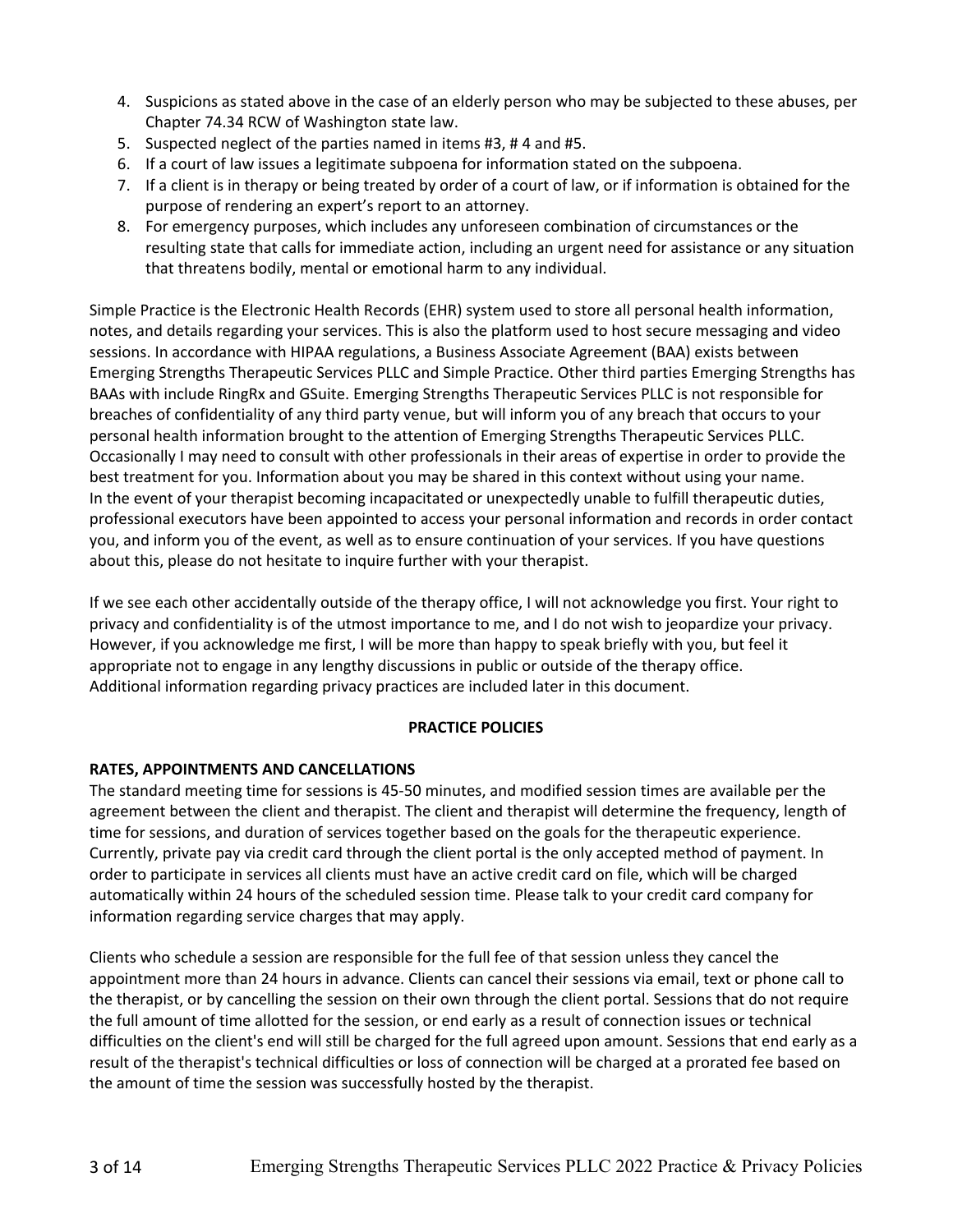4. Suspicions as stated above in the case of an elderly person who may be subjected to these abuses, per Chapter 74.34 RCW of Washington state law.
5. Suspected neglect of the parties named in items #3, # 4 and #5.
6. If a court of law issues a legitimate subpoena for information stated on the subpoena.
7. If a client is in therapy or being treated by order of a court of law, or if information is obtained for the purpose of rendering an expert's report to an attorney.
8. For emergency purposes, which includes any unforeseen combination of circumstances or the resulting state that calls for immediate action, including an urgent need for assistance or any situation that threatens bodily, mental or emotional harm to any individual.

Simple Practice is the Electronic Health Records (EHR) system used to store all personal health information, notes, and details regarding your services. This is also the platform used to host secure messaging and video sessions. In accordance with HIPAA regulations, a Business Associate Agreement (BAA) exists between Emerging Strengths Therapeutic Services PLLC and Simple Practice. Other third parties Emerging Strengths has BAAs with include RingRx and GSuite. Emerging Strengths Therapeutic Services PLLC is not responsible for breaches of confidentiality of any third party venue, but will inform you of any breach that occurs to your personal health information brought to the attention of Emerging Strengths Therapeutic Services PLLC. Occasionally I may need to consult with other professionals in their areas of expertise in order to provide the best treatment for you. Information about you may be shared in this context without using your name. In the event of your therapist becoming incapacitated or unexpectedly unable to fulfill therapeutic duties, professional executors have been appointed to access your personal information and records in order contact you, and inform you of the event, as well as to ensure continuation of your services. If you have questions about this, please do not hesitate to inquire further with your therapist.

If we see each other accidentally outside of the therapy office, I will not acknowledge you first. Your right to privacy and confidentiality is of the utmost importance to me, and I do not wish to jeopardize your privacy. However, if you acknowledge me first, I will be more than happy to speak briefly with you, but feel it appropriate not to engage in any lengthy discussions in public or outside of the therapy office. Additional information regarding privacy practices are included later in this document.

## PRACTICE POLICIES

### RATES, APPOINTMENTS AND CANCELLATIONS

The standard meeting time for sessions is 45-50 minutes, and modified session times are available per the agreement between the client and therapist. The client and therapist will determine the frequency, length of time for sessions, and duration of services together based on the goals for the therapeutic experience. Currently, private pay via credit card through the client portal is the only accepted method of payment. In order to participate in services all clients must have an active credit card on file, which will be charged automatically within 24 hours of the scheduled session time. Please talk to your credit card company for information regarding service charges that may apply.

Clients who schedule a session are responsible for the full fee of that session unless they cancel the appointment more than 24 hours in advance. Clients can cancel their sessions via email, text or phone call to the therapist, or by cancelling the session on their own through the client portal. Sessions that do not require the full amount of time allotted for the session, or end early as a result of connection issues or technical difficulties on the client's end will still be charged for the full agreed upon amount. Sessions that end early as a result of the therapist's technical difficulties or loss of connection will be charged at a prorated fee based on the amount of time the session was successfully hosted by the therapist.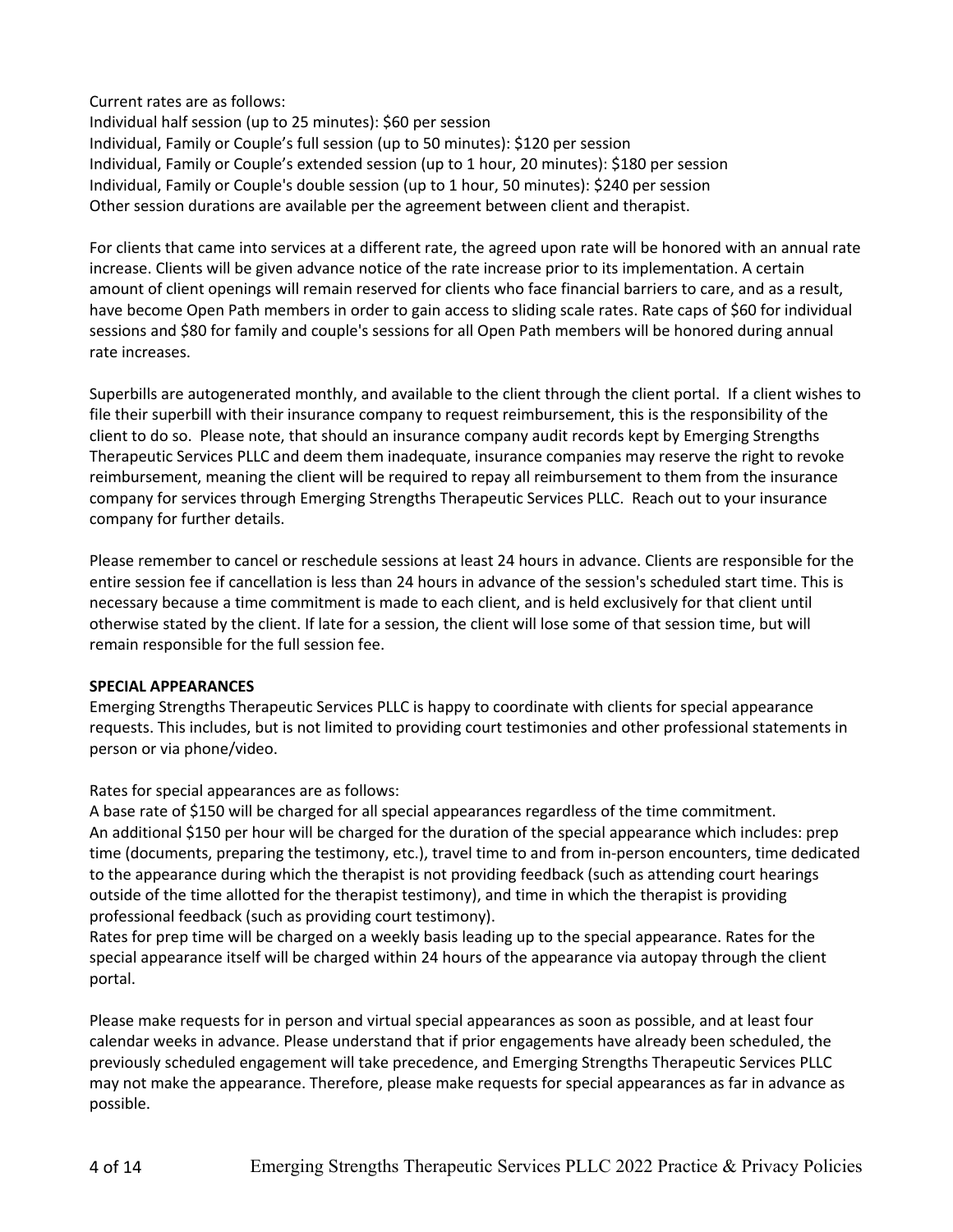Current rates are as follows:
Individual half session (up to 25 minutes): $60 per session
Individual, Family or Couple’s full session (up to 50 minutes): $120 per session
Individual, Family or Couple’s extended session (up to 1 hour, 20 minutes): $180 per session
Individual, Family or Couple's double session (up to 1 hour, 50 minutes): $240 per session
Other session durations are available per the agreement between client and therapist.

For clients that came into services at a different rate, the agreed upon rate will be honored with an annual rate increase. Clients will be given advance notice of the rate increase prior to its implementation. A certain amount of client openings will remain reserved for clients who face financial barriers to care, and as a result, have become Open Path members in order to gain access to sliding scale rates. Rate caps of $60 for individual sessions and $80 for family and couple's sessions for all Open Path members will be honored during annual rate increases.

Superbills are autogenerated monthly, and available to the client through the client portal. If a client wishes to file their superbill with their insurance company to request reimbursement, this is the responsibility of the client to do so. Please note, that should an insurance company audit records kept by Emerging Strengths Therapeutic Services PLLC and deem them inadequate, insurance companies may reserve the right to revoke reimbursement, meaning the client will be required to repay all reimbursement to them from the insurance company for services through Emerging Strengths Therapeutic Services PLLC. Reach out to your insurance company for further details.

Please remember to cancel or reschedule sessions at least 24 hours in advance. Clients are responsible for the entire session fee if cancellation is less than 24 hours in advance of the session's scheduled start time. This is necessary because a time commitment is made to each client, and is held exclusively for that client until otherwise stated by the client. If late for a session, the client will lose some of that session time, but will remain responsible for the full session fee.

**SPECIAL APPEARANCES**

Emerging Strengths Therapeutic Services PLLC is happy to coordinate with clients for special appearance requests. This includes, but is not limited to providing court testimonies and other professional statements in person or via phone/video.

Rates for special appearances are as follows:
A base rate of $150 will be charged for all special appearances regardless of the time commitment.
An additional $150 per hour will be charged for the duration of the special appearance which includes: prep time (documents, preparing the testimony, etc.), travel time to and from in-person encounters, time dedicated to the appearance during which the therapist is not providing feedback (such as attending court hearings outside of the time allotted for the therapist testimony), and time in which the therapist is providing professional feedback (such as providing court testimony).
Rates for prep time will be charged on a weekly basis leading up to the special appearance. Rates for the special appearance itself will be charged within 24 hours of the appearance via autopay through the client portal.

Please make requests for in person and virtual special appearances as soon as possible, and at least four calendar weeks in advance. Please understand that if prior engagements have already been scheduled, the previously scheduled engagement will take precedence, and Emerging Strengths Therapeutic Services PLLC may not make the appearance. Therefore, please make requests for special appearances as far in advance as possible.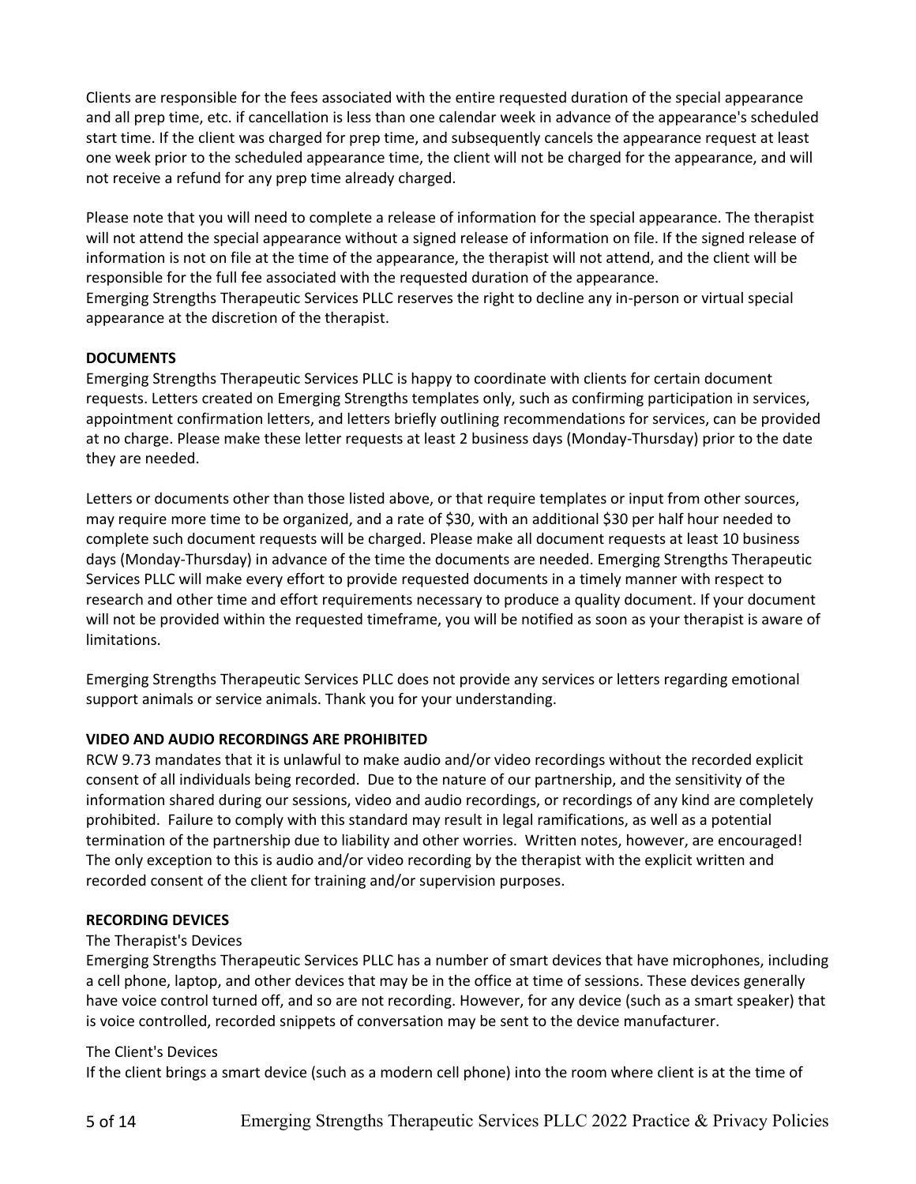Clients are responsible for the fees associated with the entire requested duration of the special appearance and all prep time, etc. if cancellation is less than one calendar week in advance of the appearance's scheduled start time. If the client was charged for prep time, and subsequently cancels the appearance request at least one week prior to the scheduled appearance time, the client will not be charged for the appearance, and will not receive a refund for any prep time already charged.

Please note that you will need to complete a release of information for the special appearance. The therapist will not attend the special appearance without a signed release of information on file. If the signed release of information is not on file at the time of the appearance, the therapist will not attend, and the client will be responsible for the full fee associated with the requested duration of the appearance.
Emerging Strengths Therapeutic Services PLLC reserves the right to decline any in-person or virtual special appearance at the discretion of the therapist.

**DOCUMENTS**

Emerging Strengths Therapeutic Services PLLC is happy to coordinate with clients for certain document requests. Letters created on Emerging Strengths templates only, such as confirming participation in services, appointment confirmation letters, and letters briefly outlining recommendations for services, can be provided at no charge. Please make these letter requests at least 2 business days (Monday-Thursday) prior to the date they are needed.

Letters or documents other than those listed above, or that require templates or input from other sources, may require more time to be organized, and a rate of $30, with an additional $30 per half hour needed to complete such document requests will be charged. Please make all document requests at least 10 business days (Monday-Thursday) in advance of the time the documents are needed. Emerging Strengths Therapeutic Services PLLC will make every effort to provide requested documents in a timely manner with respect to research and other time and effort requirements necessary to produce a quality document. If your document will not be provided within the requested timeframe, you will be notified as soon as your therapist is aware of limitations.

Emerging Strengths Therapeutic Services PLLC does not provide any services or letters regarding emotional support animals or service animals. Thank you for your understanding.

**VIDEO AND AUDIO RECORDINGS ARE PROHIBITED**

RCW 9.73 mandates that it is unlawful to make audio and/or video recordings without the recorded explicit consent of all individuals being recorded. Due to the nature of our partnership, and the sensitivity of the information shared during our sessions, video and audio recordings, or recordings of any kind are completely prohibited. Failure to comply with this standard may result in legal ramifications, as well as a potential termination of the partnership due to liability and other worries. Written notes, however, are encouraged! The only exception to this is audio and/or video recording by the therapist with the explicit written and recorded consent of the client for training and/or supervision purposes.

**RECORDING DEVICES**

The Therapist's Devices

Emerging Strengths Therapeutic Services PLLC has a number of smart devices that have microphones, including a cell phone, laptop, and other devices that may be in the office at time of sessions. These devices generally have voice control turned off, and so are not recording. However, for any device (such as a smart speaker) that is voice controlled, recorded snippets of conversation may be sent to the device manufacturer.

The Client's Devices

If the client brings a smart device (such as a modern cell phone) into the room where client is at the time of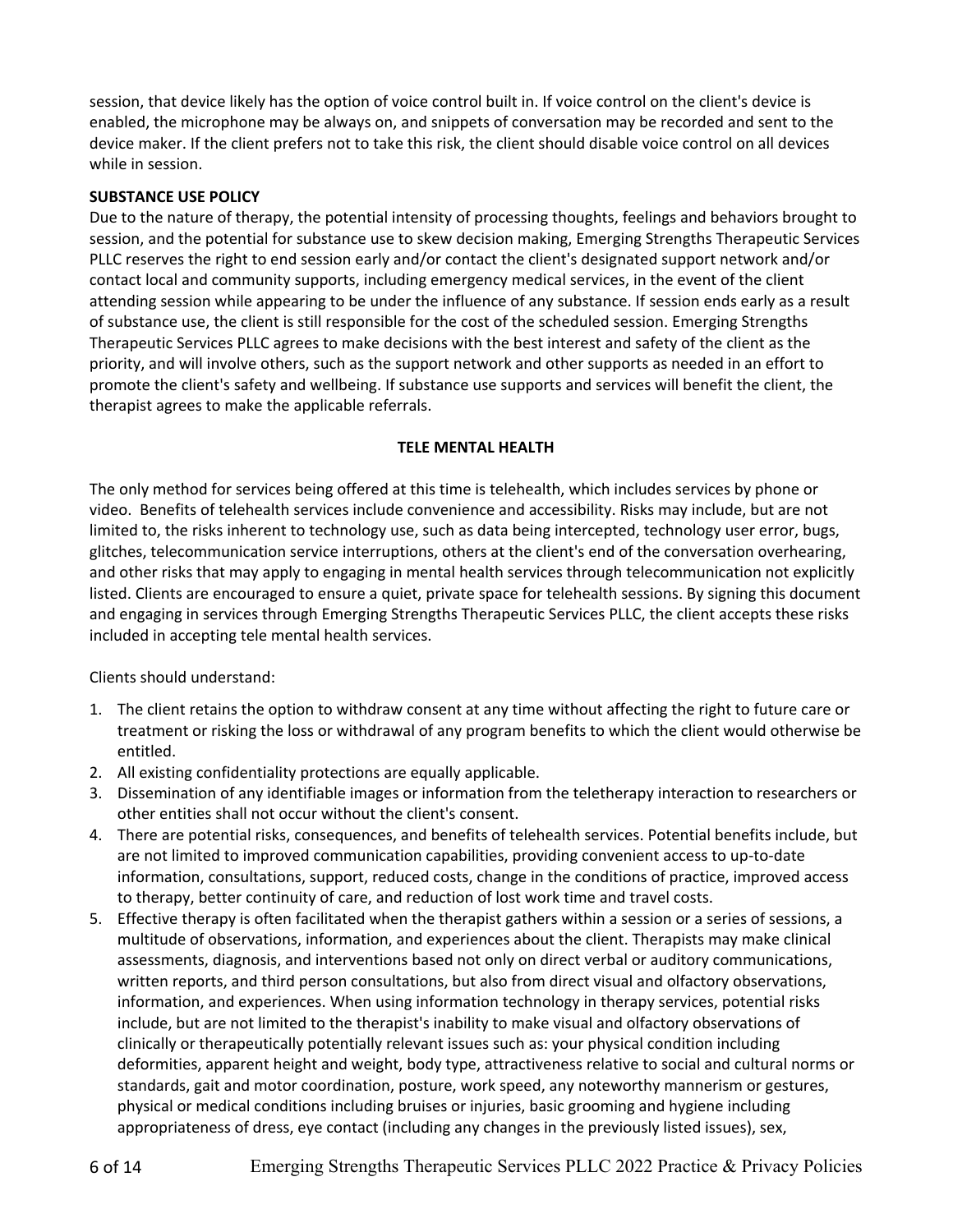session, that device likely has the option of voice control built in. If voice control on the client's device is enabled, the microphone may be always on, and snippets of conversation may be recorded and sent to the device maker. If the client prefers not to take this risk, the client should disable voice control on all devices while in session.

**SUBSTANCE USE POLICY**

Due to the nature of therapy, the potential intensity of processing thoughts, feelings and behaviors brought to session, and the potential for substance use to skew decision making, Emerging Strengths Therapeutic Services PLLC reserves the right to end session early and/or contact the client's designated support network and/or contact local and community supports, including emergency medical services, in the event of the client attending session while appearing to be under the influence of any substance. If session ends early as a result of substance use, the client is still responsible for the cost of the scheduled session. Emerging Strengths Therapeutic Services PLLC agrees to make decisions with the best interest and safety of the client as the priority, and will involve others, such as the support network and other supports as needed in an effort to promote the client's safety and wellbeing. If substance use supports and services will benefit the client, the therapist agrees to make the applicable referrals.

## TELE MENTAL HEALTH

The only method for services being offered at this time is telehealth, which includes services by phone or video. Benefits of telehealth services include convenience and accessibility. Risks may include, but are not limited to, the risks inherent to technology use, such as data being intercepted, technology user error, bugs, glitches, telecommunication service interruptions, others at the client's end of the conversation overhearing, and other risks that may apply to engaging in mental health services through telecommunication not explicitly listed. Clients are encouraged to ensure a quiet, private space for telehealth sessions. By signing this document and engaging in services through Emerging Strengths Therapeutic Services PLLC, the client accepts these risks included in accepting tele mental health services.

Clients should understand:

1. The client retains the option to withdraw consent at any time without affecting the right to future care or treatment or risking the loss or withdrawal of any program benefits to which the client would otherwise be entitled.
2. All existing confidentiality protections are equally applicable.
3. Dissemination of any identifiable images or information from the teletherapy interaction to researchers or other entities shall not occur without the client's consent.
4. There are potential risks, consequences, and benefits of telehealth services. Potential benefits include, but are not limited to improved communication capabilities, providing convenient access to up-to-date information, consultations, support, reduced costs, change in the conditions of practice, improved access to therapy, better continuity of care, and reduction of lost work time and travel costs.
5. Effective therapy is often facilitated when the therapist gathers within a session or a series of sessions, a multitude of observations, information, and experiences about the client. Therapists may make clinical assessments, diagnosis, and interventions based not only on direct verbal or auditory communications, written reports, and third person consultations, but also from direct visual and olfactory observations, information, and experiences. When using information technology in therapy services, potential risks include, but are not limited to the therapist's inability to make visual and olfactory observations of clinically or therapeutically potentially relevant issues such as: your physical condition including deformities, apparent height and weight, body type, attractiveness relative to social and cultural norms or standards, gait and motor coordination, posture, work speed, any noteworthy mannerism or gestures, physical or medical conditions including bruises or injuries, basic grooming and hygiene including appropriateness of dress, eye contact (including any changes in the previously listed issues), sex,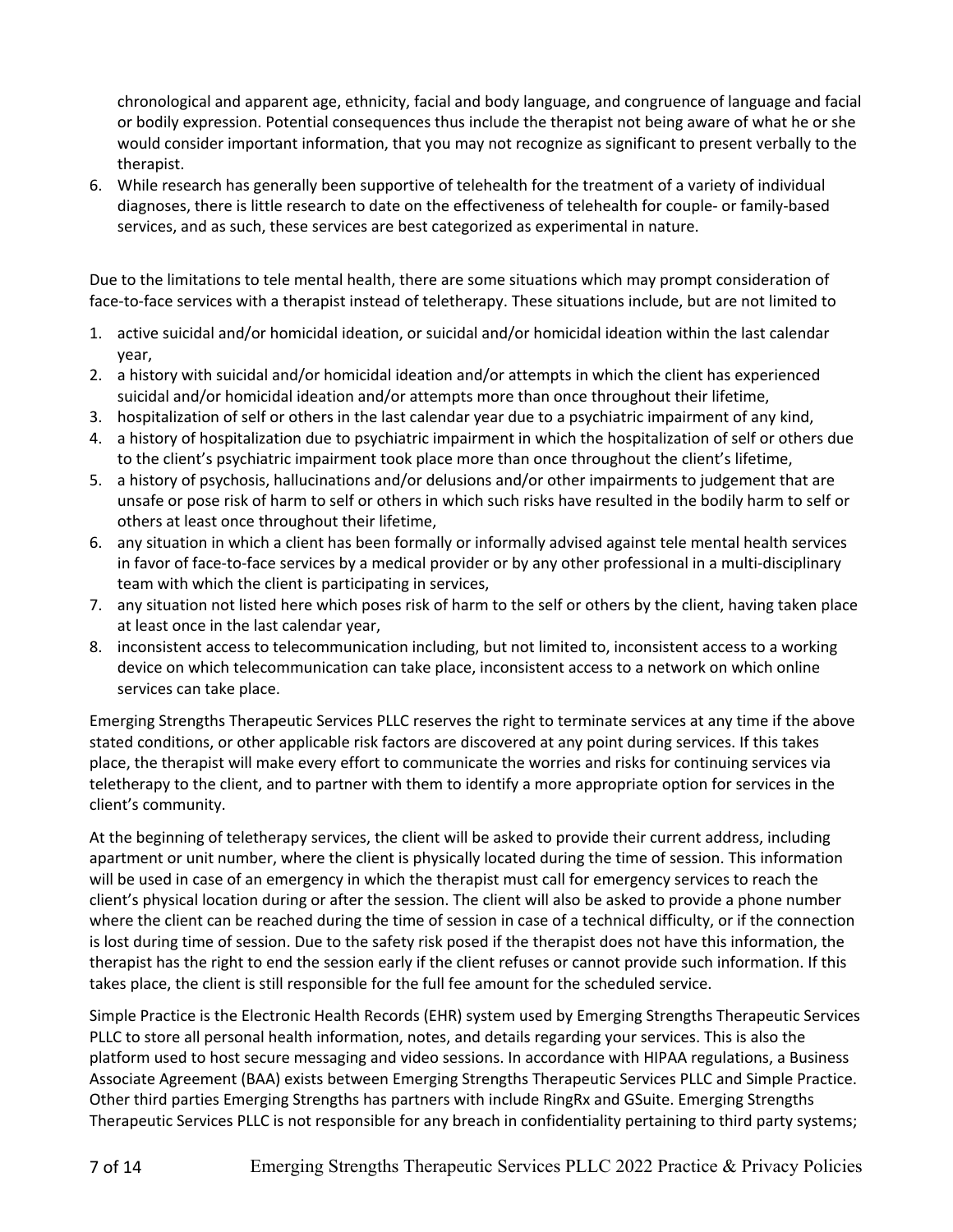chronological and apparent age, ethnicity, facial and body language, and congruence of language and facial or bodily expression. Potential consequences thus include the therapist not being aware of what he or she would consider important information, that you may not recognize as significant to present verbally to the therapist.

6. While research has generally been supportive of telehealth for the treatment of a variety of individual diagnoses, there is little research to date on the effectiveness of telehealth for couple- or family-based services, and as such, these services are best categorized as experimental in nature.

Due to the limitations to tele mental health, there are some situations which may prompt consideration of face-to-face services with a therapist instead of teletherapy. These situations include, but are not limited to

1. active suicidal and/or homicidal ideation, or suicidal and/or homicidal ideation within the last calendar year,
2. a history with suicidal and/or homicidal ideation and/or attempts in which the client has experienced suicidal and/or homicidal ideation and/or attempts more than once throughout their lifetime,
3. hospitalization of self or others in the last calendar year due to a psychiatric impairment of any kind,
4. a history of hospitalization due to psychiatric impairment in which the hospitalization of self or others due to the client's psychiatric impairment took place more than once throughout the client's lifetime,
5. a history of psychosis, hallucinations and/or delusions and/or other impairments to judgement that are unsafe or pose risk of harm to self or others in which such risks have resulted in the bodily harm to self or others at least once throughout their lifetime,
6. any situation in which a client has been formally or informally advised against tele mental health services in favor of face-to-face services by a medical provider or by any other professional in a multi-disciplinary team with which the client is participating in services,
7. any situation not listed here which poses risk of harm to the self or others by the client, having taken place at least once in the last calendar year,
8. inconsistent access to telecommunication including, but not limited to, inconsistent access to a working device on which telecommunication can take place, inconsistent access to a network on which online services can take place.

Emerging Strengths Therapeutic Services PLLC reserves the right to terminate services at any time if the above stated conditions, or other applicable risk factors are discovered at any point during services. If this takes place, the therapist will make every effort to communicate the worries and risks for continuing services via teletherapy to the client, and to partner with them to identify a more appropriate option for services in the client's community.

At the beginning of teletherapy services, the client will be asked to provide their current address, including apartment or unit number, where the client is physically located during the time of session. This information will be used in case of an emergency in which the therapist must call for emergency services to reach the client's physical location during or after the session. The client will also be asked to provide a phone number where the client can be reached during the time of session in case of a technical difficulty, or if the connection is lost during time of session. Due to the safety risk posed if the therapist does not have this information, the therapist has the right to end the session early if the client refuses or cannot provide such information. If this takes place, the client is still responsible for the full fee amount for the scheduled service.

Simple Practice is the Electronic Health Records (EHR) system used by Emerging Strengths Therapeutic Services PLLC to store all personal health information, notes, and details regarding your services. This is also the platform used to host secure messaging and video sessions. In accordance with HIPAA regulations, a Business Associate Agreement (BAA) exists between Emerging Strengths Therapeutic Services PLLC and Simple Practice. Other third parties Emerging Strengths has partners with include RingRx and GSuite. Emerging Strengths Therapeutic Services PLLC is not responsible for any breach in confidentiality pertaining to third party systems;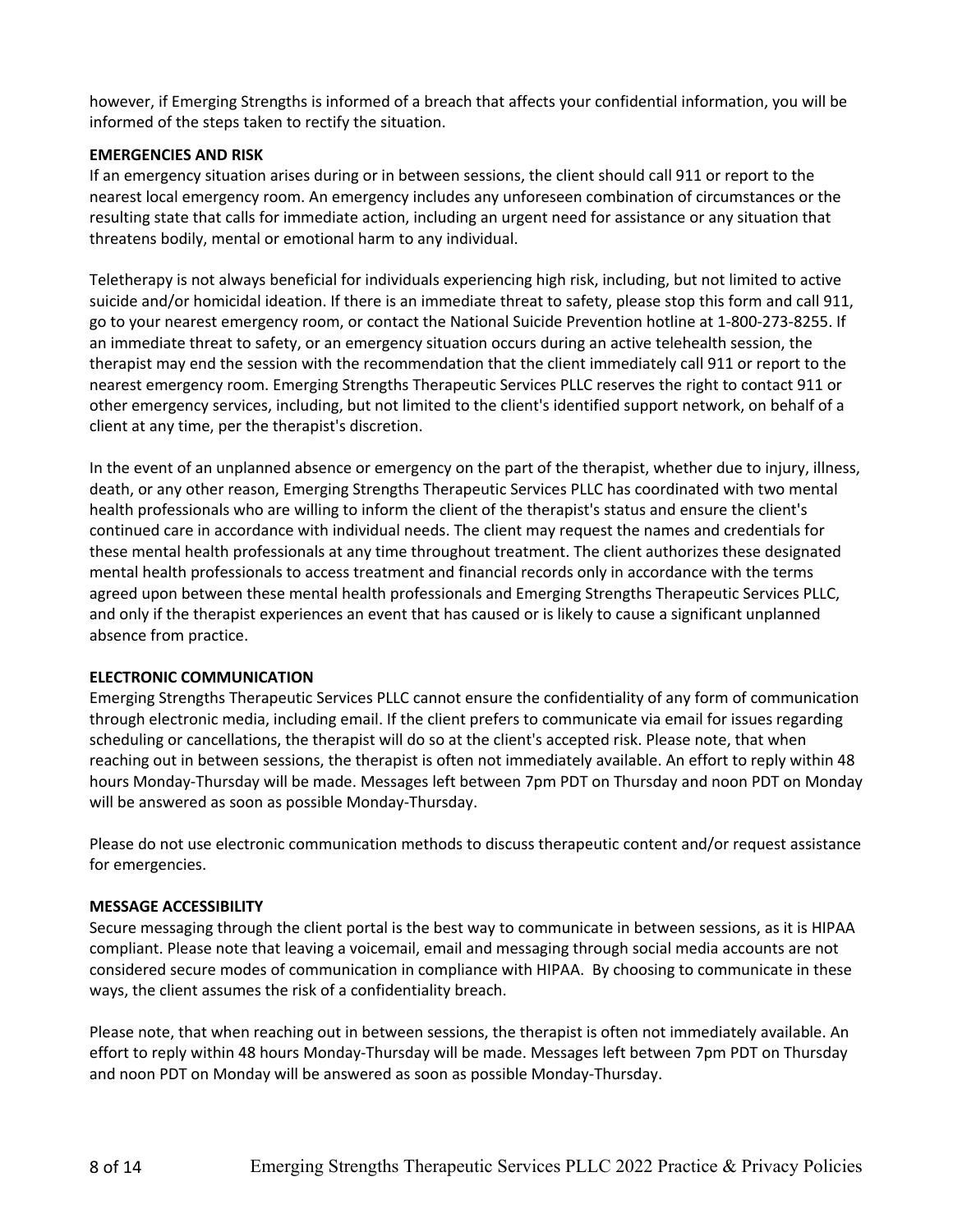however, if Emerging Strengths is informed of a breach that affects your confidential information, you will be informed of the steps taken to rectify the situation.

**EMERGENCIES AND RISK**

If an emergency situation arises during or in between sessions, the client should call 911 or report to the nearest local emergency room. An emergency includes any unforeseen combination of circumstances or the resulting state that calls for immediate action, including an urgent need for assistance or any situation that threatens bodily, mental or emotional harm to any individual.

Teletherapy is not always beneficial for individuals experiencing high risk, including, but not limited to active suicide and/or homicidal ideation. If there is an immediate threat to safety, please stop this form and call 911, go to your nearest emergency room, or contact the National Suicide Prevention hotline at 1-800-273-8255. If an immediate threat to safety, or an emergency situation occurs during an active telehealth session, the therapist may end the session with the recommendation that the client immediately call 911 or report to the nearest emergency room. Emerging Strengths Therapeutic Services PLLC reserves the right to contact 911 or other emergency services, including, but not limited to the client's identified support network, on behalf of a client at any time, per the therapist's discretion.

In the event of an unplanned absence or emergency on the part of the therapist, whether due to injury, illness, death, or any other reason, Emerging Strengths Therapeutic Services PLLC has coordinated with two mental health professionals who are willing to inform the client of the therapist's status and ensure the client's continued care in accordance with individual needs. The client may request the names and credentials for these mental health professionals at any time throughout treatment. The client authorizes these designated mental health professionals to access treatment and financial records only in accordance with the terms agreed upon between these mental health professionals and Emerging Strengths Therapeutic Services PLLC, and only if the therapist experiences an event that has caused or is likely to cause a significant unplanned absence from practice.

**ELECTRONIC COMMUNICATION**

Emerging Strengths Therapeutic Services PLLC cannot ensure the confidentiality of any form of communication through electronic media, including email. If the client prefers to communicate via email for issues regarding scheduling or cancellations, the therapist will do so at the client's accepted risk. Please note, that when reaching out in between sessions, the therapist is often not immediately available. An effort to reply within 48 hours Monday-Thursday will be made. Messages left between 7pm PDT on Thursday and noon PDT on Monday will be answered as soon as possible Monday-Thursday.

Please do not use electronic communication methods to discuss therapeutic content and/or request assistance for emergencies.

**MESSAGE ACCESSIBILITY**

Secure messaging through the client portal is the best way to communicate in between sessions, as it is HIPAA compliant. Please note that leaving a voicemail, email and messaging through social media accounts are not considered secure modes of communication in compliance with HIPAA. By choosing to communicate in these ways, the client assumes the risk of a confidentiality breach.

Please note, that when reaching out in between sessions, the therapist is often not immediately available. An effort to reply within 48 hours Monday-Thursday will be made. Messages left between 7pm PDT on Thursday and noon PDT on Monday will be answered as soon as possible Monday-Thursday.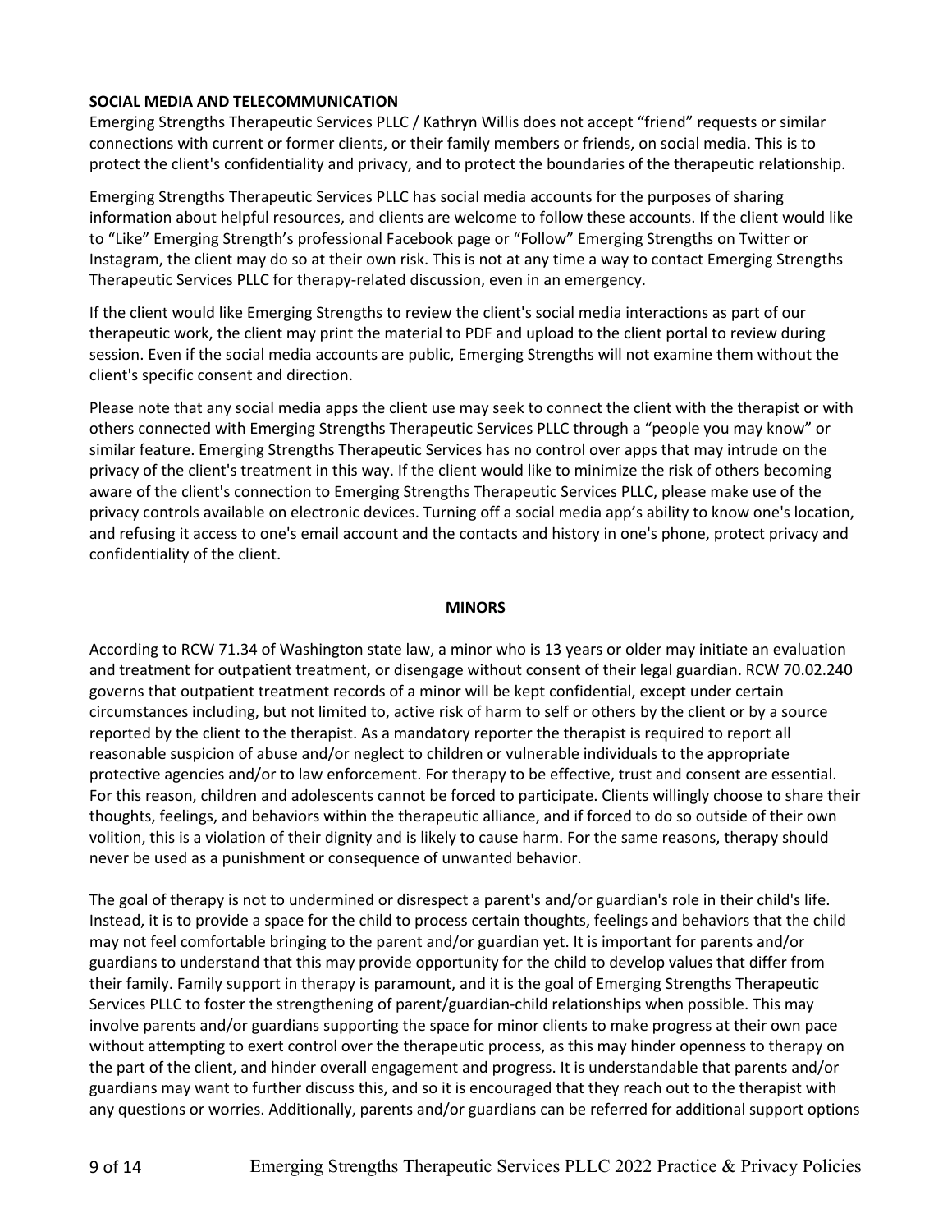**SOCIAL MEDIA AND TELECOMMUNICATION**

Emerging Strengths Therapeutic Services PLLC / Kathryn Willis does not accept “friend” requests or similar connections with current or former clients, or their family members or friends, on social media. This is to protect the client's confidentiality and privacy, and to protect the boundaries of the therapeutic relationship.

Emerging Strengths Therapeutic Services PLLC has social media accounts for the purposes of sharing information about helpful resources, and clients are welcome to follow these accounts. If the client would like to “Like” Emerging Strength’s professional Facebook page or “Follow” Emerging Strengths on Twitter or Instagram, the client may do so at their own risk. This is not at any time a way to contact Emerging Strengths Therapeutic Services PLLC for therapy-related discussion, even in an emergency.

If the client would like Emerging Strengths to review the client's social media interactions as part of our therapeutic work, the client may print the material to PDF and upload to the client portal to review during session. Even if the social media accounts are public, Emerging Strengths will not examine them without the client's specific consent and direction.

Please note that any social media apps the client use may seek to connect the client with the therapist or with others connected with Emerging Strengths Therapeutic Services PLLC through a “people you may know” or similar feature. Emerging Strengths Therapeutic Services has no control over apps that may intrude on the privacy of the client's treatment in this way. If the client would like to minimize the risk of others becoming aware of the client's connection to Emerging Strengths Therapeutic Services PLLC, please make use of the privacy controls available on electronic devices. Turning off a social media app’s ability to know one's location, and refusing it access to one's email account and the contacts and history in one's phone, protect privacy and confidentiality of the client.

**MINORS**

According to RCW 71.34 of Washington state law, a minor who is 13 years or older may initiate an evaluation and treatment for outpatient treatment, or disengage without consent of their legal guardian. RCW 70.02.240 governs that outpatient treatment records of a minor will be kept confidential, except under certain circumstances including, but not limited to, active risk of harm to self or others by the client or by a source reported by the client to the therapist. As a mandatory reporter the therapist is required to report all reasonable suspicion of abuse and/or neglect to children or vulnerable individuals to the appropriate protective agencies and/or to law enforcement. For therapy to be effective, trust and consent are essential. For this reason, children and adolescents cannot be forced to participate. Clients willingly choose to share their thoughts, feelings, and behaviors within the therapeutic alliance, and if forced to do so outside of their own volition, this is a violation of their dignity and is likely to cause harm. For the same reasons, therapy should never be used as a punishment or consequence of unwanted behavior.

The goal of therapy is not to undermined or disrespect a parent's and/or guardian's role in their child's life. Instead, it is to provide a space for the child to process certain thoughts, feelings and behaviors that the child may not feel comfortable bringing to the parent and/or guardian yet. It is important for parents and/or guardians to understand that this may provide opportunity for the child to develop values that differ from their family. Family support in therapy is paramount, and it is the goal of Emerging Strengths Therapeutic Services PLLC to foster the strengthening of parent/guardian-child relationships when possible. This may involve parents and/or guardians supporting the space for minor clients to make progress at their own pace without attempting to exert control over the therapeutic process, as this may hinder openness to therapy on the part of the client, and hinder overall engagement and progress. It is understandable that parents and/or guardians may want to further discuss this, and so it is encouraged that they reach out to the therapist with any questions or worries. Additionally, parents and/or guardians can be referred for additional support options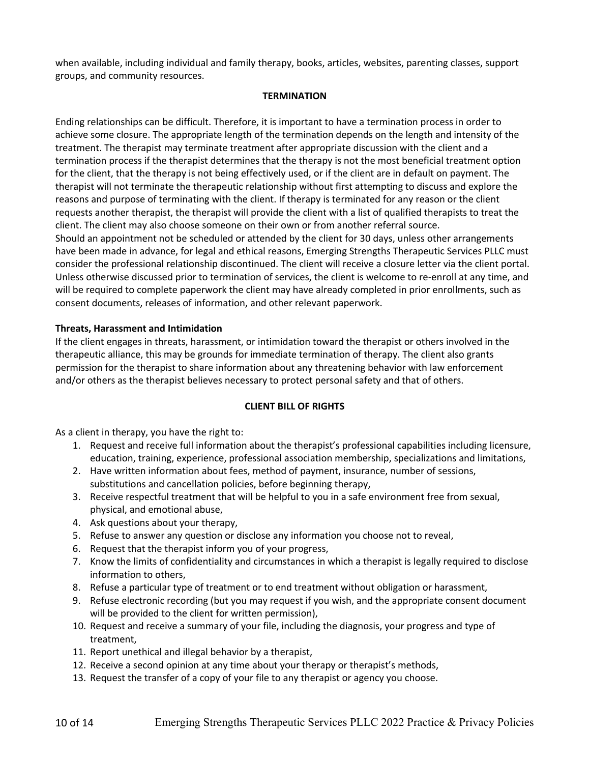when available, including individual and family therapy, books, articles, websites, parenting classes, support groups, and community resources.

## TERMINATION

Ending relationships can be difficult. Therefore, it is important to have a termination process in order to achieve some closure. The appropriate length of the termination depends on the length and intensity of the treatment. The therapist may terminate treatment after appropriate discussion with the client and a termination process if the therapist determines that the therapy is not the most beneficial treatment option for the client, that the therapy is not being effectively used, or if the client are in default on payment. The therapist will not terminate the therapeutic relationship without first attempting to discuss and explore the reasons and purpose of terminating with the client. If therapy is terminated for any reason or the client requests another therapist, the therapist will provide the client with a list of qualified therapists to treat the client. The client may also choose someone on their own or from another referral source.
Should an appointment not be scheduled or attended by the client for 30 days, unless other arrangements have been made in advance, for legal and ethical reasons, Emerging Strengths Therapeutic Services PLLC must consider the professional relationship discontinued. The client will receive a closure letter via the client portal. Unless otherwise discussed prior to termination of services, the client is welcome to re-enroll at any time, and will be required to complete paperwork the client may have already completed in prior enrollments, such as consent documents, releases of information, and other relevant paperwork.

**Threats, Harassment and Intimidation**
If the client engages in threats, harassment, or intimidation toward the therapist or others involved in the therapeutic alliance, this may be grounds for immediate termination of therapy. The client also grants permission for the therapist to share information about any threatening behavior with law enforcement and/or others as the therapist believes necessary to protect personal safety and that of others.

## CLIENT BILL OF RIGHTS

As a client in therapy, you have the right to:

1. Request and receive full information about the therapist's professional capabilities including licensure, education, training, experience, professional association membership, specializations and limitations,
2. Have written information about fees, method of payment, insurance, number of sessions, substitutions and cancellation policies, before beginning therapy,
3. Receive respectful treatment that will be helpful to you in a safe environment free from sexual, physical, and emotional abuse,
4. Ask questions about your therapy,
5. Refuse to answer any question or disclose any information you choose not to reveal,
6. Request that the therapist inform you of your progress,
7. Know the limits of confidentiality and circumstances in which a therapist is legally required to disclose information to others,
8. Refuse a particular type of treatment or to end treatment without obligation or harassment,
9. Refuse electronic recording (but you may request if you wish, and the appropriate consent document will be provided to the client for written permission),
10. Request and receive a summary of your file, including the diagnosis, your progress and type of treatment,
11. Report unethical and illegal behavior by a therapist,
12. Receive a second opinion at any time about your therapy or therapist's methods,
13. Request the transfer of a copy of your file to any therapist or agency you choose.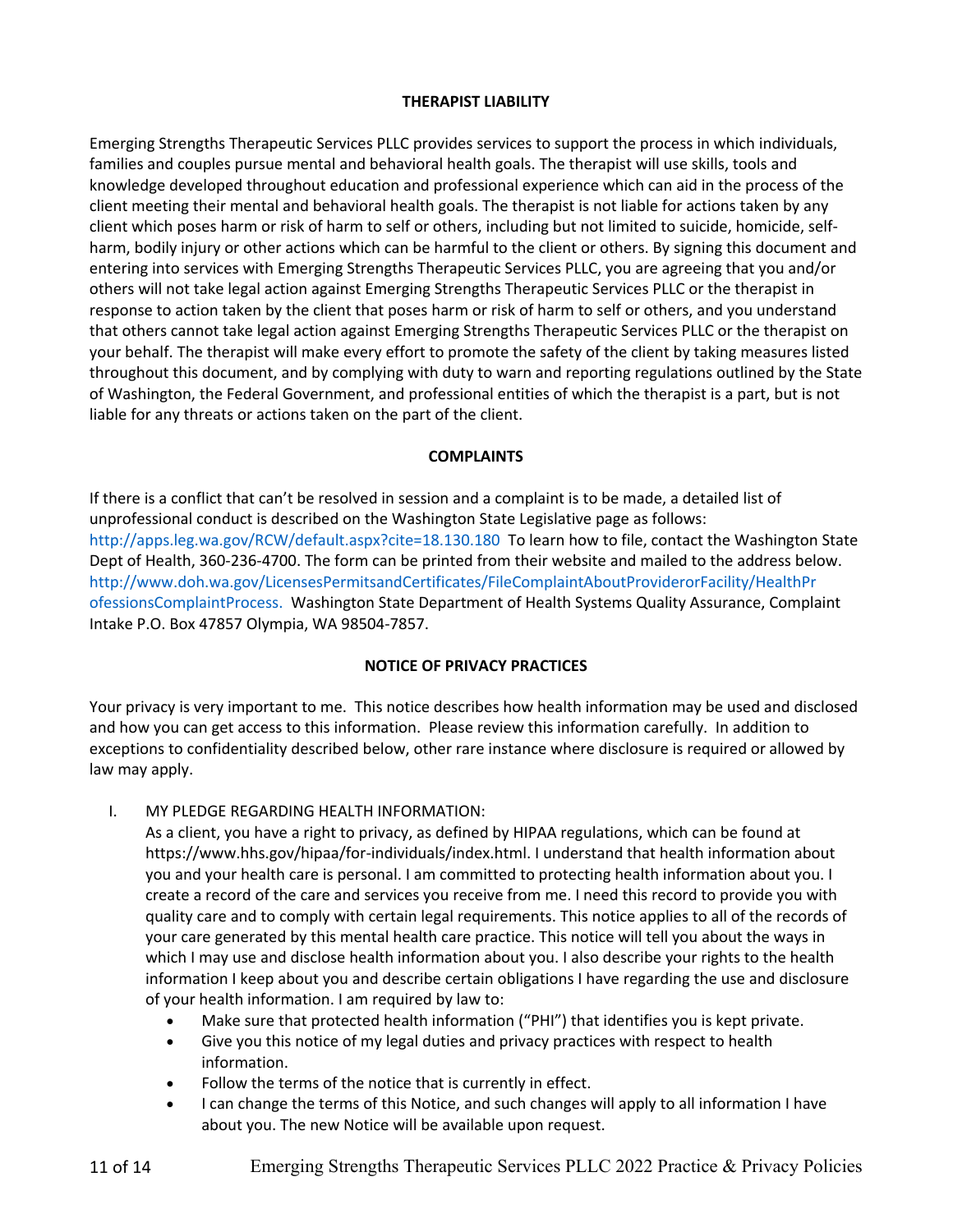**THERAPIST LIABILITY**

Emerging Strengths Therapeutic Services PLLC provides services to support the process in which individuals, families and couples pursue mental and behavioral health goals. The therapist will use skills, tools and knowledge developed throughout education and professional experience which can aid in the process of the client meeting their mental and behavioral health goals. The therapist is not liable for actions taken by any client which poses harm or risk of harm to self or others, including but not limited to suicide, homicide, self-harm, bodily injury or other actions which can be harmful to the client or others. By signing this document and entering into services with Emerging Strengths Therapeutic Services PLLC, you are agreeing that you and/or others will not take legal action against Emerging Strengths Therapeutic Services PLLC or the therapist in response to action taken by the client that poses harm or risk of harm to self or others, and you understand that others cannot take legal action against Emerging Strengths Therapeutic Services PLLC or the therapist on your behalf. The therapist will make every effort to promote the safety of the client by taking measures listed throughout this document, and by complying with duty to warn and reporting regulations outlined by the State of Washington, the Federal Government, and professional entities of which the therapist is a part, but is not liable for any threats or actions taken on the part of the client.

**COMPLAINTS**

If there is a conflict that can't be resolved in session and a complaint is to be made, a detailed list of unprofessional conduct is described on the Washington State Legislative page as follows: http://apps.leg.wa.gov/RCW/default.aspx?cite=18.130.180 To learn how to file, contact the Washington State Dept of Health, 360-236-4700. The form can be printed from their website and mailed to the address below. http://www.doh.wa.gov/LicensesPermitsandCertificates/FileComplaintAboutProviderorFacility/HealthProfessionsComplaintProcess. Washington State Department of Health Systems Quality Assurance, Complaint Intake P.O. Box 47857 Olympia, WA 98504-7857.

**NOTICE OF PRIVACY PRACTICES**

Your privacy is very important to me. This notice describes how health information may be used and disclosed and how you can get access to this information. Please review this information carefully. In addition to exceptions to confidentiality described below, other rare instance where disclosure is required or allowed by law may apply.

I. MY PLEDGE REGARDING HEALTH INFORMATION:
As a client, you have a right to privacy, as defined by HIPAA regulations, which can be found at https://www.hhs.gov/hipaa/for-individuals/index.html. I understand that health information about you and your health care is personal. I am committed to protecting health information about you. I create a record of the care and services you receive from me. I need this record to provide you with quality care and to comply with certain legal requirements. This notice applies to all of the records of your care generated by this mental health care practice. This notice will tell you about the ways in which I may use and disclose health information about you. I also describe your rights to the health information I keep about you and describe certain obligations I have regarding the use and disclosure of your health information. I am required by law to:
   - Make sure that protected health information ("PHI") that identifies you is kept private.
   - Give you this notice of my legal duties and privacy practices with respect to health information.
   - Follow the terms of the notice that is currently in effect.
   - I can change the terms of this Notice, and such changes will apply to all information I have about you. The new Notice will be available upon request.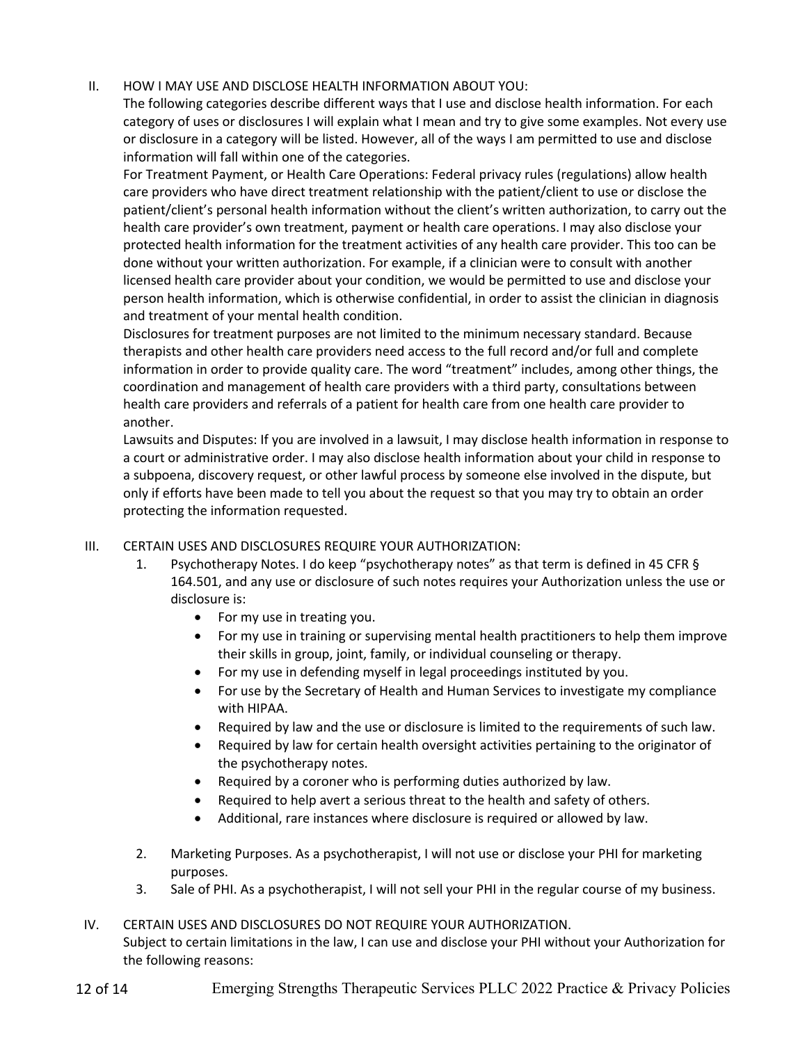## II. HOW I MAY USE AND DISCLOSE HEALTH INFORMATION ABOUT YOU:

The following categories describe different ways that I use and disclose health information. For each category of uses or disclosures I will explain what I mean and try to give some examples. Not every use or disclosure in a category will be listed. However, all of the ways I am permitted to use and disclose information will fall within one of the categories.

For Treatment Payment, or Health Care Operations: Federal privacy rules (regulations) allow health care providers who have direct treatment relationship with the patient/client to use or disclose the patient/client's personal health information without the client's written authorization, to carry out the health care provider's own treatment, payment or health care operations. I may also disclose your protected health information for the treatment activities of any health care provider. This too can be done without your written authorization. For example, if a clinician were to consult with another licensed health care provider about your condition, we would be permitted to use and disclose your person health information, which is otherwise confidential, in order to assist the clinician in diagnosis and treatment of your mental health condition.

Disclosures for treatment purposes are not limited to the minimum necessary standard. Because therapists and other health care providers need access to the full record and/or full and complete information in order to provide quality care. The word "treatment" includes, among other things, the coordination and management of health care providers with a third party, consultations between health care providers and referrals of a patient for health care from one health care provider to another.

Lawsuits and Disputes: If you are involved in a lawsuit, I may disclose health information in response to a court or administrative order. I may also disclose health information about your child in response to a subpoena, discovery request, or other lawful process by someone else involved in the dispute, but only if efforts have been made to tell you about the request so that you may try to obtain an order protecting the information requested.

## III. CERTAIN USES AND DISCLOSURES REQUIRE YOUR AUTHORIZATION:

1. Psychotherapy Notes. I do keep "psychotherapy notes" as that term is defined in 45 CFR § 164.501, and any use or disclosure of such notes requires your Authorization unless the use or disclosure is:
   - For my use in treating you.
   - For my use in training or supervising mental health practitioners to help them improve their skills in group, joint, family, or individual counseling or therapy.
   - For my use in defending myself in legal proceedings instituted by you.
   - For use by the Secretary of Health and Human Services to investigate my compliance with HIPAA.
   - Required by law and the use or disclosure is limited to the requirements of such law.
   - Required by law for certain health oversight activities pertaining to the originator of the psychotherapy notes.
   - Required by a coroner who is performing duties authorized by law.
   - Required to help avert a serious threat to the health and safety of others.
   - Additional, rare instances where disclosure is required or allowed by law.
2. Marketing Purposes. As a psychotherapist, I will not use or disclose your PHI for marketing purposes.
3. Sale of PHI. As a psychotherapist, I will not sell your PHI in the regular course of my business.

## IV. CERTAIN USES AND DISCLOSURES DO NOT REQUIRE YOUR AUTHORIZATION.

Subject to certain limitations in the law, I can use and disclose your PHI without your Authorization for the following reasons: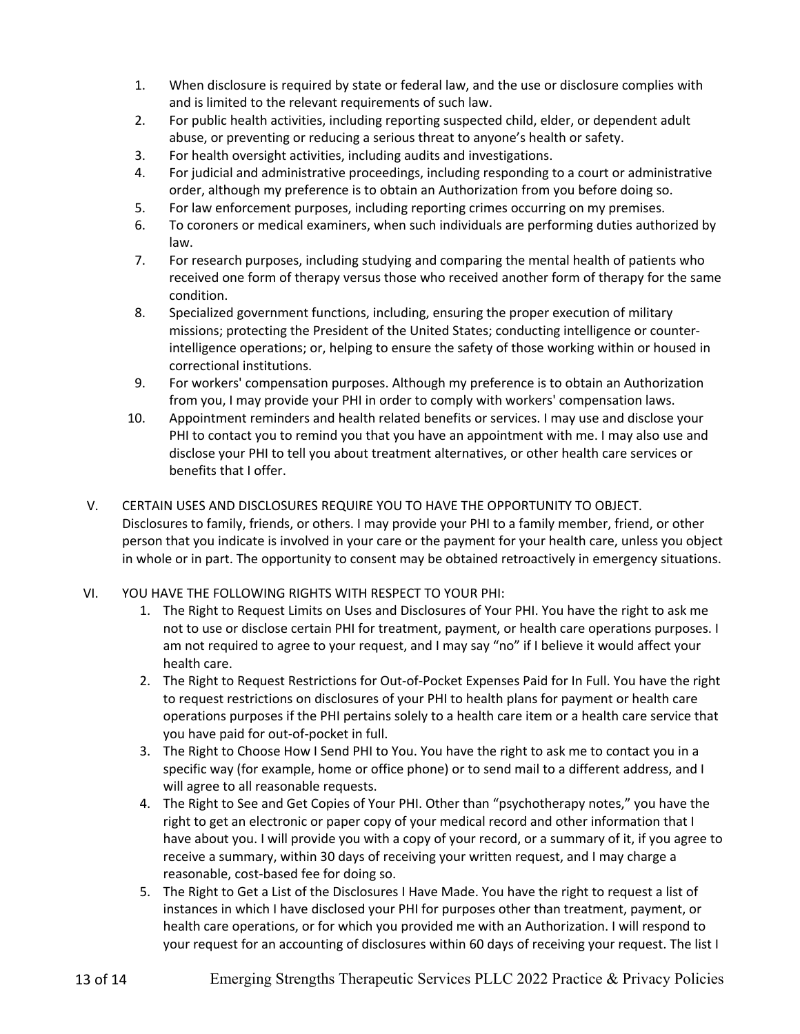1. When disclosure is required by state or federal law, and the use or disclosure complies with and is limited to the relevant requirements of such law.
2. For public health activities, including reporting suspected child, elder, or dependent adult abuse, or preventing or reducing a serious threat to anyone's health or safety.
3. For health oversight activities, including audits and investigations.
4. For judicial and administrative proceedings, including responding to a court or administrative order, although my preference is to obtain an Authorization from you before doing so.
5. For law enforcement purposes, including reporting crimes occurring on my premises.
6. To coroners or medical examiners, when such individuals are performing duties authorized by law.
7. For research purposes, including studying and comparing the mental health of patients who received one form of therapy versus those who received another form of therapy for the same condition.
8. Specialized government functions, including, ensuring the proper execution of military missions; protecting the President of the United States; conducting intelligence or counter-intelligence operations; or, helping to ensure the safety of those working within or housed in correctional institutions.
9. For workers' compensation purposes. Although my preference is to obtain an Authorization from you, I may provide your PHI in order to comply with workers' compensation laws.
10. Appointment reminders and health related benefits or services. I may use and disclose your PHI to contact you to remind you that you have an appointment with me. I may also use and disclose your PHI to tell you about treatment alternatives, or other health care services or benefits that I offer.

V. CERTAIN USES AND DISCLOSURES REQUIRE YOU TO HAVE THE OPPORTUNITY TO OBJECT.

Disclosures to family, friends, or others. I may provide your PHI to a family member, friend, or other person that you indicate is involved in your care or the payment for your health care, unless you object in whole or in part. The opportunity to consent may be obtained retroactively in emergency situations.

VI. YOU HAVE THE FOLLOWING RIGHTS WITH RESPECT TO YOUR PHI:

1. The Right to Request Limits on Uses and Disclosures of Your PHI. You have the right to ask me not to use or disclose certain PHI for treatment, payment, or health care operations purposes. I am not required to agree to your request, and I may say "no" if I believe it would affect your health care.
2. The Right to Request Restrictions for Out-of-Pocket Expenses Paid for In Full. You have the right to request restrictions on disclosures of your PHI to health plans for payment or health care operations purposes if the PHI pertains solely to a health care item or a health care service that you have paid for out-of-pocket in full.
3. The Right to Choose How I Send PHI to You. You have the right to ask me to contact you in a specific way (for example, home or office phone) or to send mail to a different address, and I will agree to all reasonable requests.
4. The Right to See and Get Copies of Your PHI. Other than "psychotherapy notes," you have the right to get an electronic or paper copy of your medical record and other information that I have about you. I will provide you with a copy of your record, or a summary of it, if you agree to receive a summary, within 30 days of receiving your written request, and I may charge a reasonable, cost-based fee for doing so.
5. The Right to Get a List of the Disclosures I Have Made. You have the right to request a list of instances in which I have disclosed your PHI for purposes other than treatment, payment, or health care operations, or for which you provided me with an Authorization. I will respond to your request for an accounting of disclosures within 60 days of receiving your request. The list I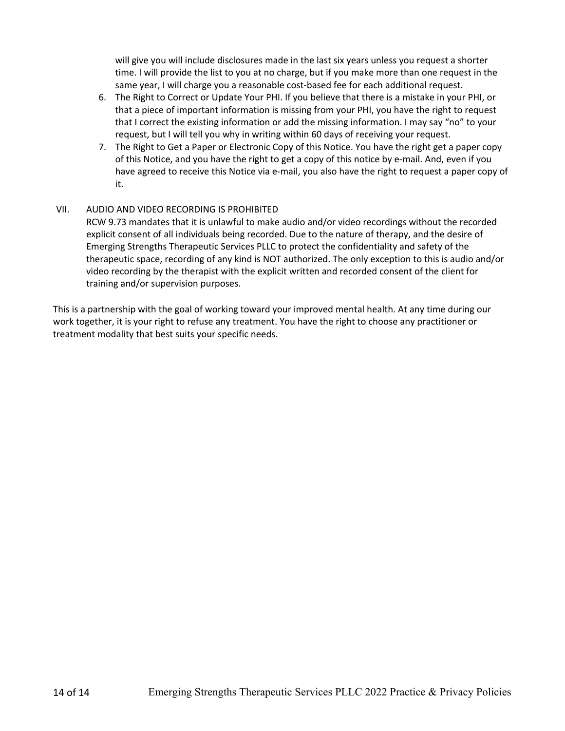will give you will include disclosures made in the last six years unless you request a shorter time. I will provide the list to you at no charge, but if you make more than one request in the same year, I will charge you a reasonable cost-based fee for each additional request.

6. The Right to Correct or Update Your PHI. If you believe that there is a mistake in your PHI, or that a piece of important information is missing from your PHI, you have the right to request that I correct the existing information or add the missing information. I may say "no" to your request, but I will tell you why in writing within 60 days of receiving your request.
7. The Right to Get a Paper or Electronic Copy of this Notice. You have the right get a paper copy of this Notice, and you have the right to get a copy of this notice by e-mail. And, even if you have agreed to receive this Notice via e-mail, you also have the right to request a paper copy of it.

## VII. AUDIO AND VIDEO RECORDING IS PROHIBITED

RCW 9.73 mandates that it is unlawful to make audio and/or video recordings without the recorded explicit consent of all individuals being recorded. Due to the nature of therapy, and the desire of Emerging Strengths Therapeutic Services PLLC to protect the confidentiality and safety of the therapeutic space, recording of any kind is NOT authorized. The only exception to this is audio and/or video recording by the therapist with the explicit written and recorded consent of the client for training and/or supervision purposes.

This is a partnership with the goal of working toward your improved mental health. At any time during our work together, it is your right to refuse any treatment. You have the right to choose any practitioner or treatment modality that best suits your specific needs.